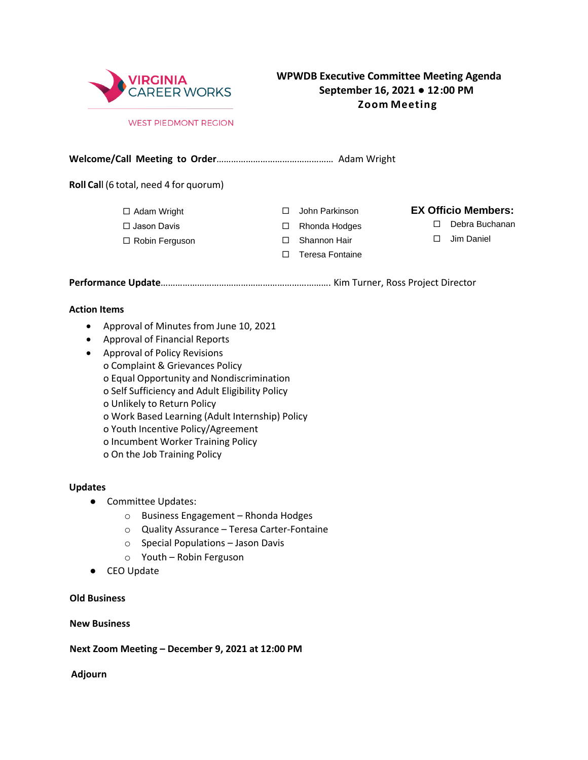VIRGINIA CAREER WORKS

WEST PIEDMONT REGION

# WPWDB Executive Committee Meeting Agenda
**September 16, 2021 ● 12:00 PM**
**Zoom Meeting**

**Welcome/Call Meeting to Order**……………………………………………. Adam Wright

**Roll Call** (6 total, need 4 for quorum)

- ☐ Adam Wright
- ☐ Jason Davis
- ☐ Robin Ferguson
- ☐ John Parkinson
- ☐ Rhonda Hodges
- ☐ Shannon Hair
- ☐ Teresa Fontaine

**EX Officio Members:**

- ☐ Debra Buchanan
- ☐ Jim Daniel

**Performance Update**…………………………………………………………….. Kim Turner, Ross Project Director

**Action Items**

- Approval of Minutes from June 10, 2021
- Approval of Financial Reports
- Approval of Policy Revisions
  - o Complaint & Grievances Policy
  - o Equal Opportunity and Nondiscrimination
  - o Self Sufficiency and Adult Eligibility Policy
  - o Unlikely to Return Policy
  - o Work Based Learning (Adult Internship) Policy
  - o Youth Incentive Policy/Agreement
  - o Incumbent Worker Training Policy
  - o On the Job Training Policy

**Updates**

- Committee Updates:
  - Business Engagement – Rhonda Hodges
  - Quality Assurance – Teresa Carter-Fontaine
  - Special Populations – Jason Davis
  - Youth – Robin Ferguson
- CEO Update

**Old Business**

**New Business**

**Next Zoom Meeting – December 9, 2021 at 12:00 PM**

**Adjourn**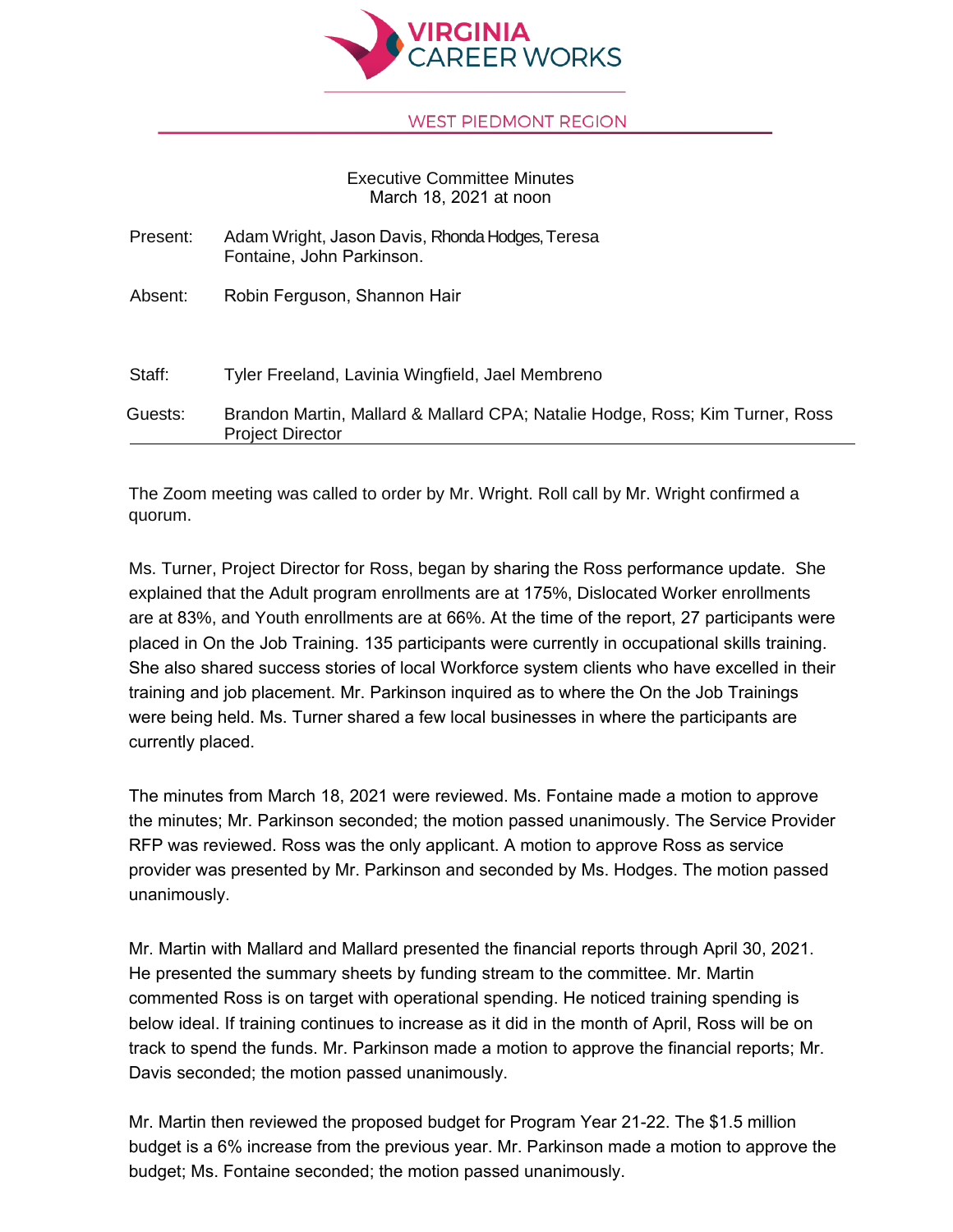**VIRGINIA CAREER WORKS**

**WEST PIEDMONT REGION**

Executive Committee Minutes
March 18, 2021 at noon

| | |
|---|---|
| Present: | Adam Wright, Jason Davis, Rhonda Hodges, Teresa Fontaine, John Parkinson. |
| Absent: | Robin Ferguson, Shannon Hair |
| Staff: | Tyler Freeland, Lavinia Wingfield, Jael Membreno |
| Guests: | Brandon Martin, Mallard & Mallard CPA; Natalie Hodge, Ross; Kim Turner, Ross Project Director |

The Zoom meeting was called to order by Mr. Wright. Roll call by Mr. Wright confirmed a quorum.

Ms. Turner, Project Director for Ross, began by sharing the Ross performance update. She explained that the Adult program enrollments are at 175%, Dislocated Worker enrollments are at 83%, and Youth enrollments are at 66%. At the time of the report, 27 participants were placed in On the Job Training. 135 participants were currently in occupational skills training. She also shared success stories of local Workforce system clients who have excelled in their training and job placement. Mr. Parkinson inquired as to where the On the Job Trainings were being held. Ms. Turner shared a few local businesses in where the participants are currently placed.

The minutes from March 18, 2021 were reviewed. Ms. Fontaine made a motion to approve the minutes; Mr. Parkinson seconded; the motion passed unanimously. The Service Provider RFP was reviewed. Ross was the only applicant. A motion to approve Ross as service provider was presented by Mr. Parkinson and seconded by Ms. Hodges. The motion passed unanimously.

Mr. Martin with Mallard and Mallard presented the financial reports through April 30, 2021. He presented the summary sheets by funding stream to the committee. Mr. Martin commented Ross is on target with operational spending. He noticed training spending is below ideal. If training continues to increase as it did in the month of April, Ross will be on track to spend the funds. Mr. Parkinson made a motion to approve the financial reports; Mr. Davis seconded; the motion passed unanimously.

Mr. Martin then reviewed the proposed budget for Program Year 21-22. The $1.5 million budget is a 6% increase from the previous year. Mr. Parkinson made a motion to approve the budget; Ms. Fontaine seconded; the motion passed unanimously.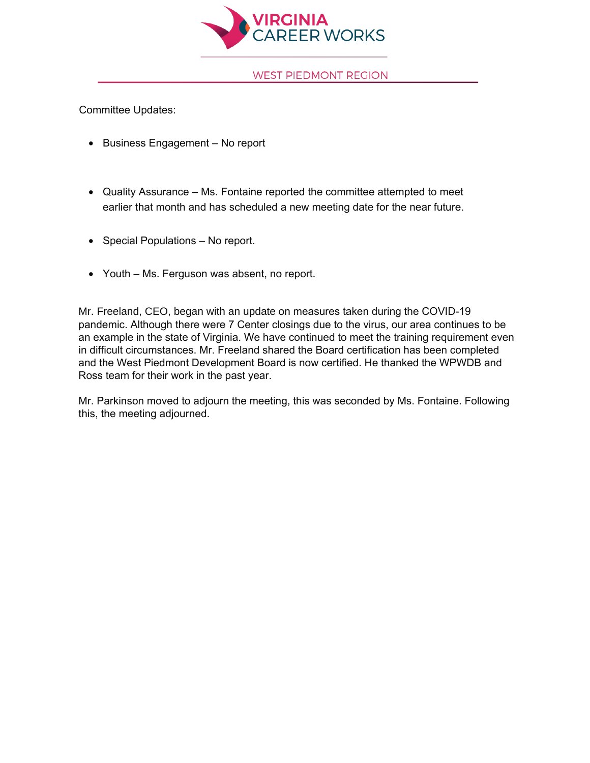Committee Updates:

- Business Engagement – No report
- Quality Assurance – Ms. Fontaine reported the committee attempted to meet earlier that month and has scheduled a new meeting date for the near future.
- Special Populations – No report.
- Youth – Ms. Ferguson was absent, no report.

Mr. Freeland, CEO, began with an update on measures taken during the COVID-19 pandemic. Although there were 7 Center closings due to the virus, our area continues to be an example in the state of Virginia. We have continued to meet the training requirement even in difficult circumstances. Mr. Freeland shared the Board certification has been completed and the West Piedmont Development Board is now certified. He thanked the WPWDB and Ross team for their work in the past year.

Mr. Parkinson moved to adjourn the meeting, this was seconded by Ms. Fontaine. Following this, the meeting adjourned.